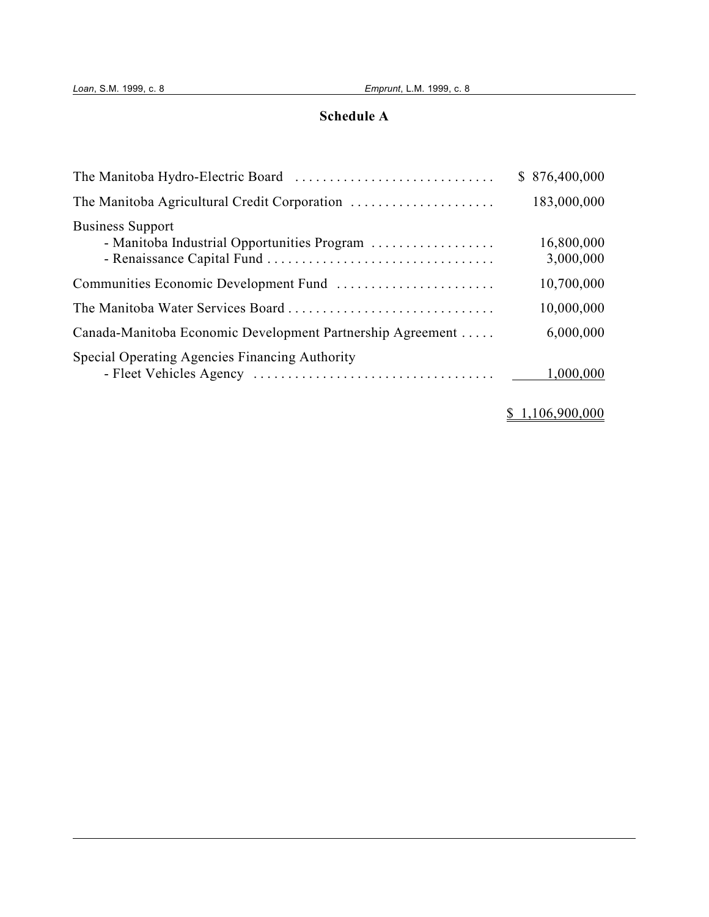## Schedule A

| | |
|---|---|
| The Manitoba Hydro-Electric Board | $ 876,400,000 |
| The Manitoba Agricultural Credit Corporation | 183,000,000 |
| Business Support | |
| - Manitoba Industrial Opportunities Program | 16,800,000 |
| - Renaissance Capital Fund | 3,000,000 |
| Communities Economic Development Fund | 10,700,000 |
| The Manitoba Water Services Board | 10,000,000 |
| Canada-Manitoba Economic Development Partnership Agreement | 6,000,000 |
| Special Operating Agencies Financing Authority | |
| - Fleet Vehicles Agency | 1,000,000 |
| | $ 1,106,900,000 |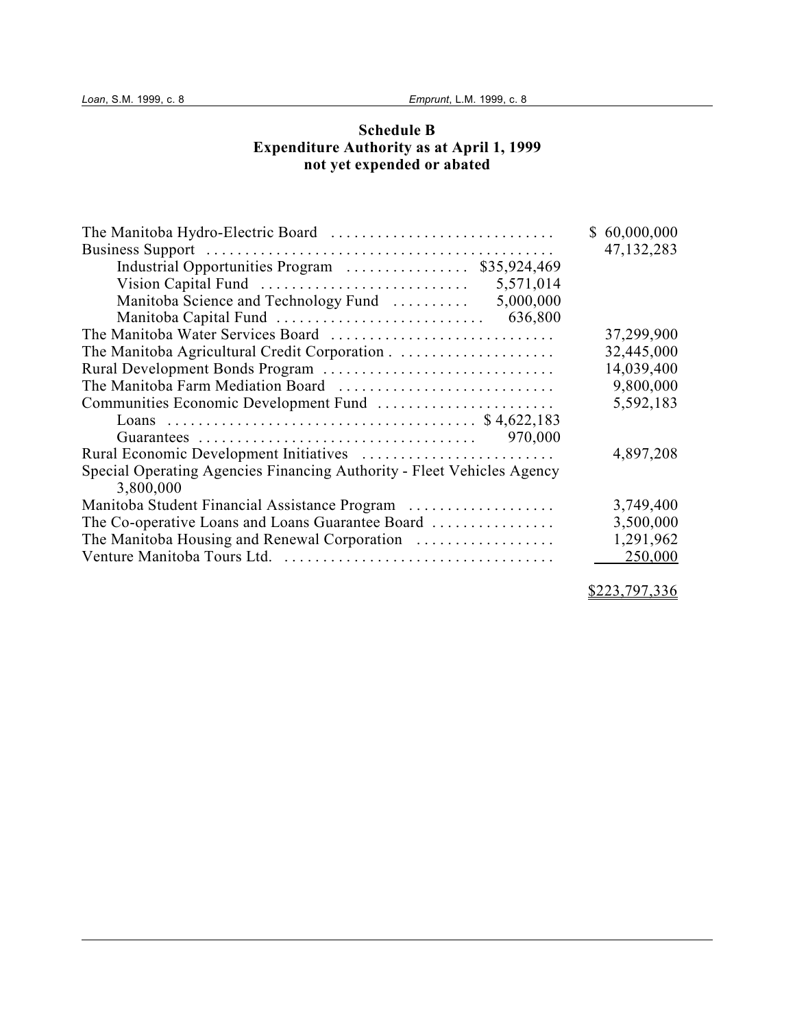## Schedule B
## Expenditure Authority as at April 1, 1999
## not yet expended or abated

| | | |
|---|---|---|
| The Manitoba Hydro-Electric Board | | $ 60,000,000 |
| Business Support | | 47,132,283 |
| Industrial Opportunities Program | $35,924,469 | |
| Vision Capital Fund | 5,571,014 | |
| Manitoba Science and Technology Fund | 5,000,000 | |
| Manitoba Capital Fund | 636,800 | |
| The Manitoba Water Services Board | | 37,299,900 |
| The Manitoba Agricultural Credit Corporation | | 32,445,000 |
| Rural Development Bonds Program | | 14,039,400 |
| The Manitoba Farm Mediation Board | | 9,800,000 |
| Communities Economic Development Fund | | 5,592,183 |
| Loans | $ 4,622,183 | |
| Guarantees | 970,000 | |
| Rural Economic Development Initiatives | | 4,897,208 |
| Special Operating Agencies Financing Authority - Fleet Vehicles Agency | | 3,800,000 |
| Manitoba Student Financial Assistance Program | | 3,749,400 |
| The Co-operative Loans and Loans Guarantee Board | | 3,500,000 |
| The Manitoba Housing and Renewal Corporation | | 1,291,962 |
| Venture Manitoba Tours Ltd. | | 250,000 |
| | | $223,797,336 |